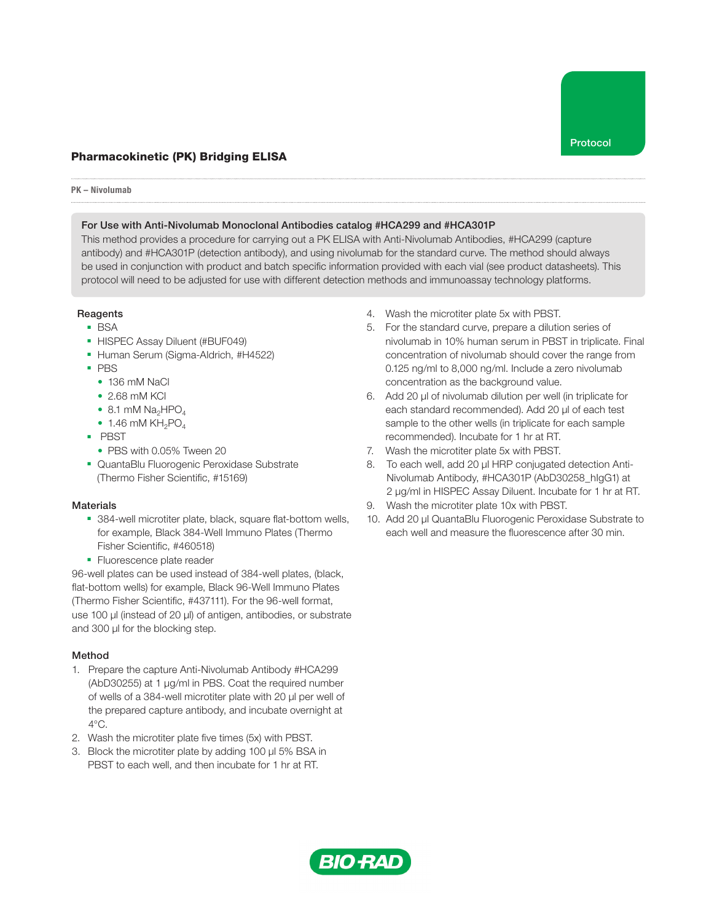Protocol

# Pharmacokinetic (PK) Bridging ELISA

**PK – Nivolumab**

**For Use with Anti-Nivolumab Monoclonal Antibodies catalog #HCA299 and #HCA301P**

This method provides a procedure for carrying out a PK ELISA with Anti-Nivolumab Antibodies, #HCA299 (capture antibody) and #HCA301P (detection antibody), and using nivolumab for the standard curve. The method should always be used in conjunction with product and batch specific information provided with each vial (see product datasheets). This protocol will need to be adjusted for use with different detection methods and immunoassay technology platforms.

## Reagents

- BSA
- HISPEC Assay Diluent (#BUF049)
- Human Serum (Sigma-Aldrich, #H4522)
- PBS
  - 136 mM NaCl
  - 2.68 mM KCl
  - 8.1 mM $Na_2HPO_4$
  - 1.46 mM $KH_2PO_4$
- PBST
  - PBS with 0.05% Tween 20
- QuantaBlu Fluorogenic Peroxidase Substrate (Thermo Fisher Scientific, #15169)

## Materials

- 384-well microtiter plate, black, square flat-bottom wells, for example, Black 384-Well Immuno Plates (Thermo Fisher Scientific, #460518)
- Fluorescence plate reader

96-well plates can be used instead of 384-well plates, (black, flat-bottom wells) for example, Black 96-Well Immuno Plates (Thermo Fisher Scientific, #437111). For the 96-well format, use 100 µl (instead of 20 µl) of antigen, antibodies, or substrate and 300 µl for the blocking step.

## Method

1. Prepare the capture Anti-Nivolumab Antibody #HCA299 (AbD30255) at 1 µg/ml in PBS. Coat the required number of wells of a 384-well microtiter plate with 20 µl per well of the prepared capture antibody, and incubate overnight at 4°C.
2. Wash the microtiter plate five times (5x) with PBST.
3. Block the microtiter plate by adding 100 µl 5% BSA in PBST to each well, and then incubate for 1 hr at RT.
4. Wash the microtiter plate 5x with PBST.
5. For the standard curve, prepare a dilution series of nivolumab in 10% human serum in PBST in triplicate. Final concentration of nivolumab should cover the range from 0.125 ng/ml to 8,000 ng/ml. Include a zero nivolumab concentration as the background value.
6. Add 20 µl of nivolumab dilution per well (in triplicate for each standard recommended). Add 20 µl of each test sample to the other wells (in triplicate for each sample recommended). Incubate for 1 hr at RT.
7. Wash the microtiter plate 5x with PBST.
8. To each well, add 20 µl HRP conjugated detection Anti-Nivolumab Antibody, #HCA301P (AbD30258_hIgG1) at 2 µg/ml in HISPEC Assay Diluent. Incubate for 1 hr at RT.
9. Wash the microtiter plate 10x with PBST.
10. Add 20 µl QuantaBlu Fluorogenic Peroxidase Substrate to each well and measure the fluorescence after 30 min.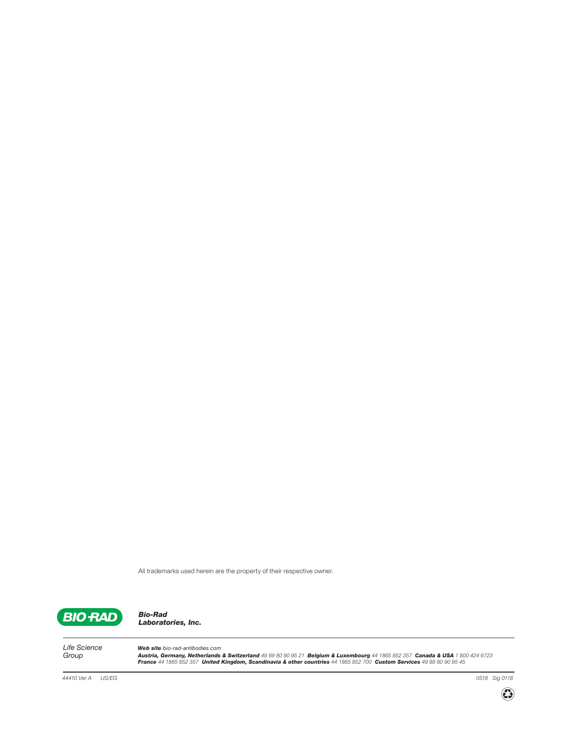All trademarks used herein are the property of their respective owner.

BIO-RAD

***Bio-Rad Laboratories, Inc.***

*Life Science Group*

***Web site*** *bio-rad-antibodies.com*
***Austria, Germany, Netherlands & Switzerland*** *49 89 80 90 95 21* ***Belgium & Luxembourg*** *44 1865 852 357* ***Canada & USA*** *1 800 424 6723*
***France*** *44 1865 852 357* ***United Kingdom, Scandinavia & other countries*** *44 1865 852 700* ***Custom Services*** *49 89 80 90 95 45*

*44410 Ver A US/EG* *0518 Sig 0118*